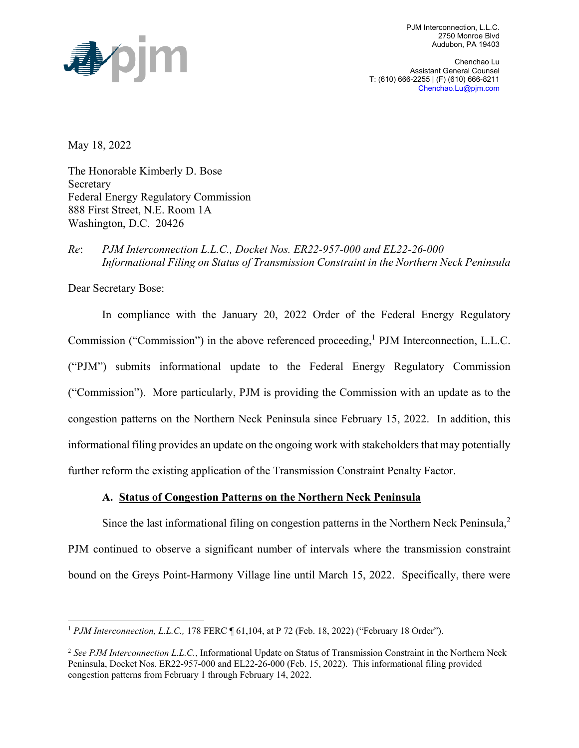PJM Interconnection, L.L.C.
2750 Monroe Blvd
Audubon, PA 19403

Chenchao Lu
Assistant General Counsel
T: (610) 666-2255 | (F) (610) 666-8211
Chenchao.Lu@pjm.com

May 18, 2022

The Honorable Kimberly D. Bose
Secretary
Federal Energy Regulatory Commission
888 First Street, N.E. Room 1A
Washington, D.C. 20426

*Re*: *PJM Interconnection L.L.C., Docket Nos. ER22-957-000 and EL22-26-000*
*Informational Filing on Status of Transmission Constraint in the Northern Neck Peninsula*

Dear Secretary Bose:

In compliance with the January 20, 2022 Order of the Federal Energy Regulatory Commission ("Commission") in the above referenced proceeding,[1] PJM Interconnection, L.L.C. ("PJM") submits informational update to the Federal Energy Regulatory Commission ("Commission"). More particularly, PJM is providing the Commission with an update as to the congestion patterns on the Northern Neck Peninsula since February 15, 2022. In addition, this informational filing provides an update on the ongoing work with stakeholders that may potentially further reform the existing application of the Transmission Constraint Penalty Factor.

### A. Status of Congestion Patterns on the Northern Neck Peninsula

Since the last informational filing on congestion patterns in the Northern Neck Peninsula,[2] PJM continued to observe a significant number of intervals where the transmission constraint bound on the Greys Point-Harmony Village line until March 15, 2022. Specifically, there were

---

[1] *PJM Interconnection, L.L.C.,* 178 FERC ¶ 61,104, at P 72 (Feb. 18, 2022) ("February 18 Order").

[2] *See PJM Interconnection L.L.C.*, Informational Update on Status of Transmission Constraint in the Northern Neck Peninsula, Docket Nos. ER22-957-000 and EL22-26-000 (Feb. 15, 2022). This informational filing provided congestion patterns from February 1 through February 14, 2022.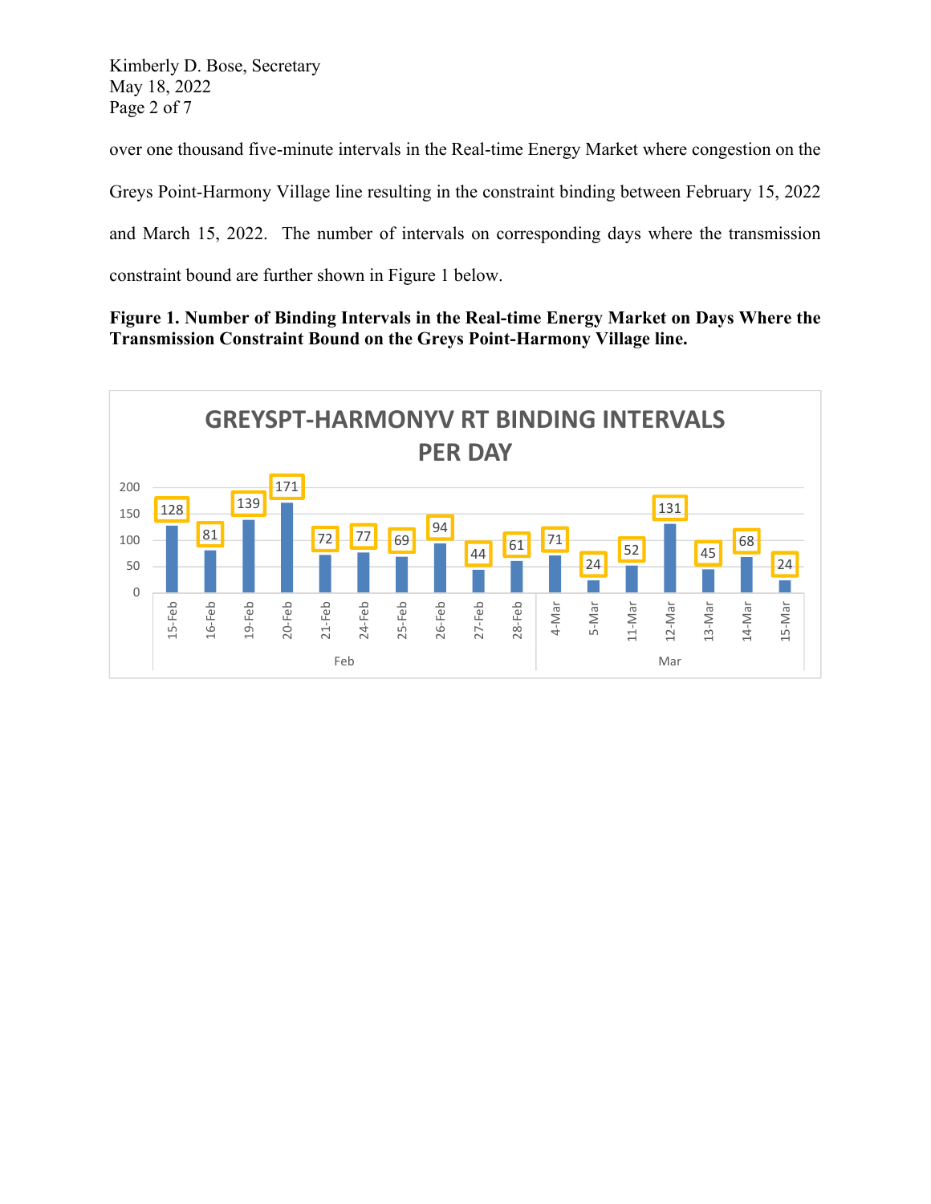over one thousand five-minute intervals in the Real-time Energy Market where congestion on the Greys Point-Harmony Village line resulting in the constraint binding between February 15, 2022 and March 15, 2022. The number of intervals on corresponding days where the transmission constraint bound are further shown in Figure 1 below.

**Figure 1. Number of Binding Intervals in the Real-time Energy Market on Days Where the Transmission Constraint Bound on the Greys Point-Harmony Village line.**

**GREYSPT-HARMONYV RT BINDING INTERVALS PER DAY**

| Month | Day | Binding Intervals |
|---|---|---|
| Feb | 15-Feb | 128 |
| | 16-Feb | 81 |
| | 19-Feb | 139 |
| | 20-Feb | 171 |
| | 21-Feb | 72 |
| | 24-Feb | 77 |
| | 25-Feb | 69 |
| | 26-Feb | 94 |
| | 27-Feb | 44 |
| | 28-Feb | 61 |
| Mar | 4-Mar | 71 |
| | 5-Mar | 24 |
| | 11-Mar | 52 |
| | 12-Mar | 131 |
| | 13-Mar | 45 |
| | 14-Mar | 68 |
| | 15-Mar | 24 |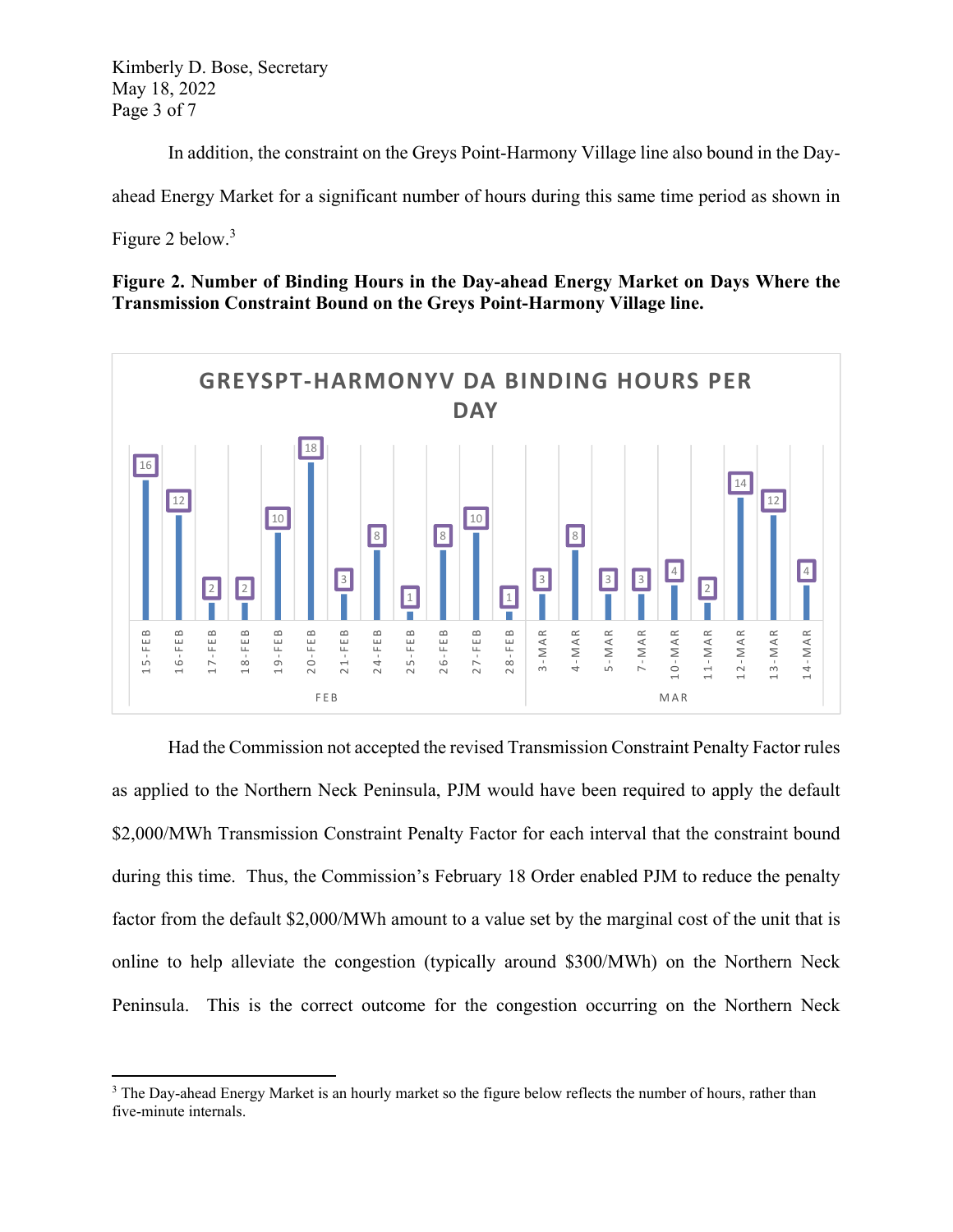In addition, the constraint on the Greys Point-Harmony Village line also bound in the Day-ahead Energy Market for a significant number of hours during this same time period as shown in Figure 2 below.[3]

**Figure 2. Number of Binding Hours in the Day-ahead Energy Market on Days Where the Transmission Constraint Bound on the Greys Point-Harmony Village line.**

**GREYSPT-HARMONYV DA BINDING HOURS PER DAY**

| Month | Date | Binding Hours |
|---|---|---|
| FEB | 15-FEB | 16 |
| FEB | 16-FEB | 12 |
| FEB | 17-FEB | 2 |
| FEB | 18-FEB | 2 |
| FEB | 19-FEB | 10 |
| FEB | 20-FEB | 18 |
| FEB | 21-FEB | 3 |
| FEB | 24-FEB | 8 |
| FEB | 25-FEB | 1 |
| FEB | 26-FEB | 8 |
| FEB | 27-FEB | 10 |
| FEB | 28-FEB | 1 |
| MAR | 3-MAR | 3 |
| MAR | 4-MAR | 8 |
| MAR | 5-MAR | 3 |
| MAR | 7-MAR | 3 |
| MAR | 10-MAR | 4 |
| MAR | 11-MAR | 2 |
| MAR | 12-MAR | 14 |
| MAR | 13-MAR | 12 |
| MAR | 14-MAR | 4 |

Had the Commission not accepted the revised Transmission Constraint Penalty Factor rules as applied to the Northern Neck Peninsula, PJM would have been required to apply the default $2,000/MWh Transmission Constraint Penalty Factor for each interval that the constraint bound during this time. Thus, the Commission's February 18 Order enabled PJM to reduce the penalty factor from the default $2,000/MWh amount to a value set by the marginal cost of the unit that is online to help alleviate the congestion (typically around $300/MWh) on the Northern Neck Peninsula. This is the correct outcome for the congestion occurring on the Northern Neck

---

[3] The Day-ahead Energy Market is an hourly market so the figure below reflects the number of hours, rather than five-minute internals.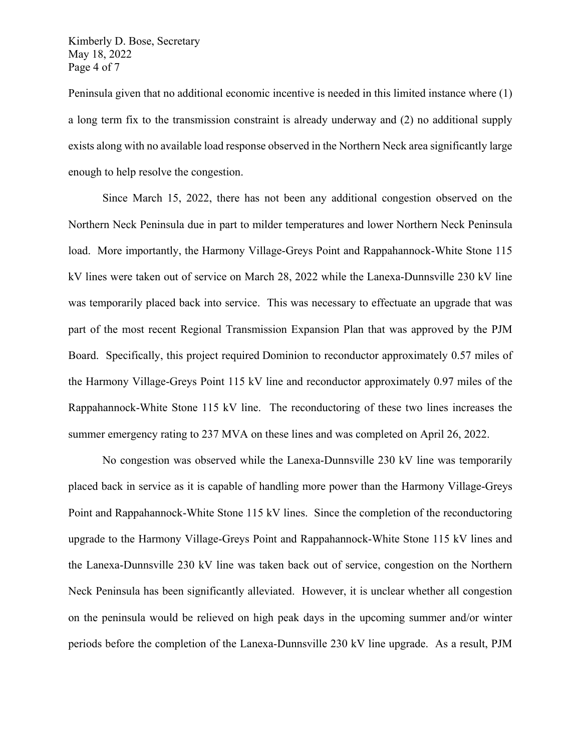Peninsula given that no additional economic incentive is needed in this limited instance where (1) a long term fix to the transmission constraint is already underway and (2) no additional supply exists along with no available load response observed in the Northern Neck area significantly large enough to help resolve the congestion.

Since March 15, 2022, there has not been any additional congestion observed on the Northern Neck Peninsula due in part to milder temperatures and lower Northern Neck Peninsula load. More importantly, the Harmony Village-Greys Point and Rappahannock-White Stone 115 kV lines were taken out of service on March 28, 2022 while the Lanexa-Dunnsville 230 kV line was temporarily placed back into service. This was necessary to effectuate an upgrade that was part of the most recent Regional Transmission Expansion Plan that was approved by the PJM Board. Specifically, this project required Dominion to reconductor approximately 0.57 miles of the Harmony Village-Greys Point 115 kV line and reconductor approximately 0.97 miles of the Rappahannock-White Stone 115 kV line. The reconductoring of these two lines increases the summer emergency rating to 237 MVA on these lines and was completed on April 26, 2022.

No congestion was observed while the Lanexa-Dunnsville 230 kV line was temporarily placed back in service as it is capable of handling more power than the Harmony Village-Greys Point and Rappahannock-White Stone 115 kV lines. Since the completion of the reconductoring upgrade to the Harmony Village-Greys Point and Rappahannock-White Stone 115 kV lines and the Lanexa-Dunnsville 230 kV line was taken back out of service, congestion on the Northern Neck Peninsula has been significantly alleviated. However, it is unclear whether all congestion on the peninsula would be relieved on high peak days in the upcoming summer and/or winter periods before the completion of the Lanexa-Dunnsville 230 kV line upgrade. As a result, PJM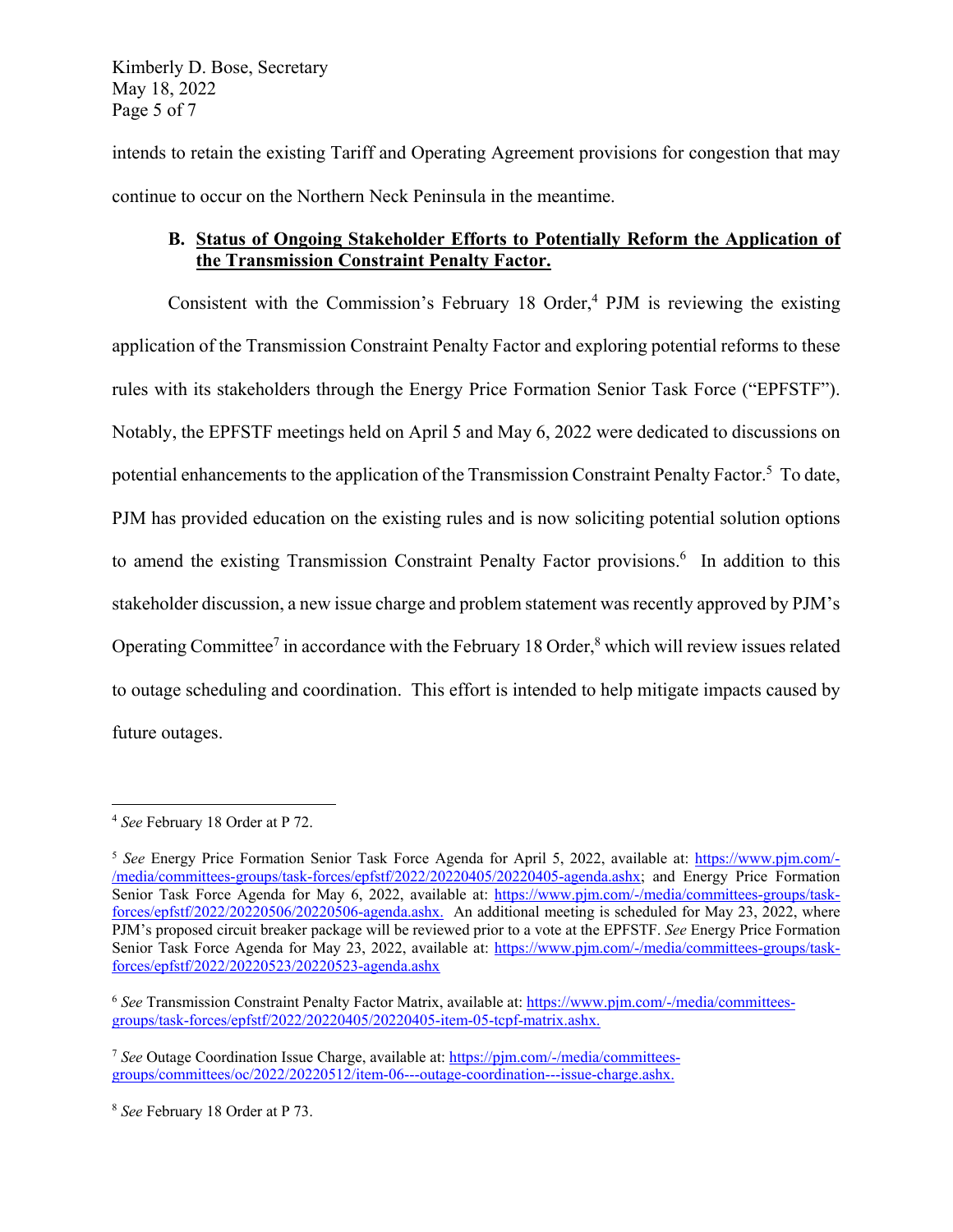intends to retain the existing Tariff and Operating Agreement provisions for congestion that may continue to occur on the Northern Neck Peninsula in the meantime.

### B. Status of Ongoing Stakeholder Efforts to Potentially Reform the Application of the Transmission Constraint Penalty Factor.

Consistent with the Commission's February 18 Order,[4] PJM is reviewing the existing application of the Transmission Constraint Penalty Factor and exploring potential reforms to these rules with its stakeholders through the Energy Price Formation Senior Task Force ("EPFSTF"). Notably, the EPFSTF meetings held on April 5 and May 6, 2022 were dedicated to discussions on potential enhancements to the application of the Transmission Constraint Penalty Factor.[5] To date, PJM has provided education on the existing rules and is now soliciting potential solution options to amend the existing Transmission Constraint Penalty Factor provisions.[6] In addition to this stakeholder discussion, a new issue charge and problem statement was recently approved by PJM's Operating Committee[7] in accordance with the February 18 Order,[8] which will review issues related to outage scheduling and coordination. This effort is intended to help mitigate impacts caused by future outages.

---

[4] *See* February 18 Order at P 72.

[5] *See* Energy Price Formation Senior Task Force Agenda for April 5, 2022, available at: https://www.pjm.com/-/media/committees-groups/task-forces/epfstf/2022/20220405/20220405-agenda.ashx; and Energy Price Formation Senior Task Force Agenda for May 6, 2022, available at: https://www.pjm.com/-/media/committees-groups/task-forces/epfstf/2022/20220506/20220506-agenda.ashx. An additional meeting is scheduled for May 23, 2022, where PJM's proposed circuit breaker package will be reviewed prior to a vote at the EPFSTF. *See* Energy Price Formation Senior Task Force Agenda for May 23, 2022, available at: https://www.pjm.com/-/media/committees-groups/task-forces/epfstf/2022/20220523/20220523-agenda.ashx

[6] *See* Transmission Constraint Penalty Factor Matrix, available at: https://www.pjm.com/-/media/committees-groups/task-forces/epfstf/2022/20220405/20220405-item-05-tcpf-matrix.ashx.

[7] *See* Outage Coordination Issue Charge, available at: https://pjm.com/-/media/committees-groups/committees/oc/2022/20220512/item-06---outage-coordination---issue-charge.ashx.

[8] *See* February 18 Order at P 73.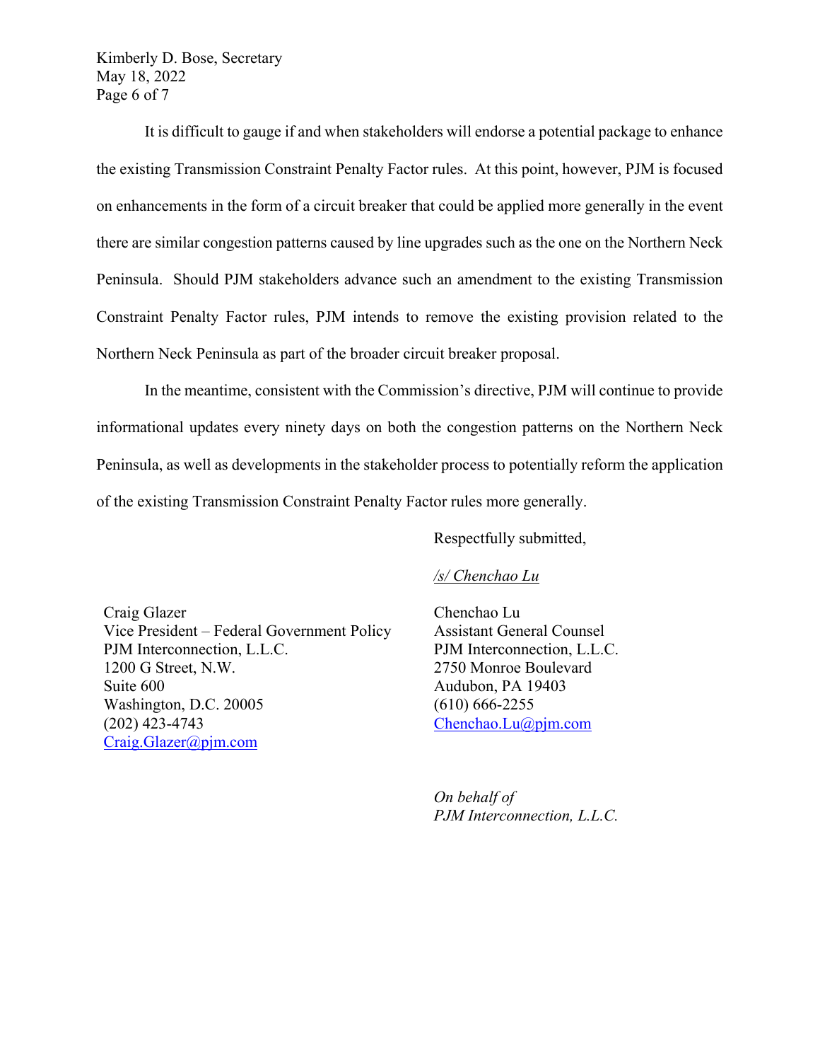It is difficult to gauge if and when stakeholders will endorse a potential package to enhance the existing Transmission Constraint Penalty Factor rules. At this point, however, PJM is focused on enhancements in the form of a circuit breaker that could be applied more generally in the event there are similar congestion patterns caused by line upgrades such as the one on the Northern Neck Peninsula. Should PJM stakeholders advance such an amendment to the existing Transmission Constraint Penalty Factor rules, PJM intends to remove the existing provision related to the Northern Neck Peninsula as part of the broader circuit breaker proposal.

In the meantime, consistent with the Commission's directive, PJM will continue to provide informational updates every ninety days on both the congestion patterns on the Northern Neck Peninsula, as well as developments in the stakeholder process to potentially reform the application of the existing Transmission Constraint Penalty Factor rules more generally.

Respectfully submitted,

*/s/ Chenchao Lu*

Chenchao Lu
Assistant General Counsel
PJM Interconnection, L.L.C.
2750 Monroe Boulevard
Audubon, PA 19403
(610) 666-2255
Chenchao.Lu@pjm.com

Craig Glazer
Vice President – Federal Government Policy
PJM Interconnection, L.L.C.
1200 G Street, N.W.
Suite 600
Washington, D.C. 20005
(202) 423-4743
Craig.Glazer@pjm.com

*On behalf of*
*PJM Interconnection, L.L.C.*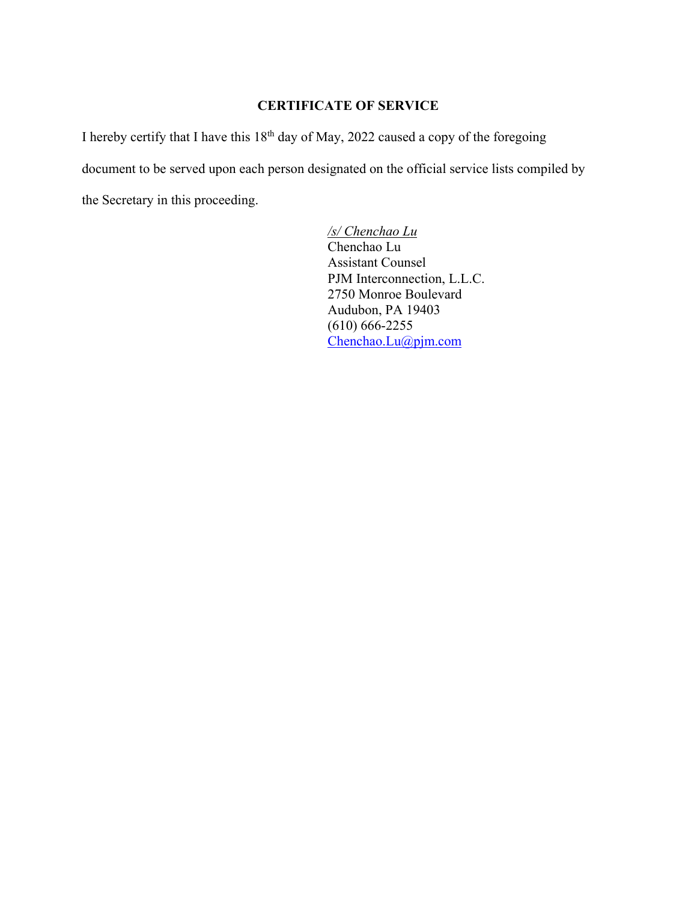**CERTIFICATE OF SERVICE**

I hereby certify that I have this 18th day of May, 2022 caused a copy of the foregoing document to be served upon each person designated on the official service lists compiled by the Secretary in this proceeding.

*/s/ Chenchao Lu*
Chenchao Lu
Assistant Counsel
PJM Interconnection, L.L.C.
2750 Monroe Boulevard
Audubon, PA 19403
(610) 666-2255
Chenchao.Lu@pjm.com